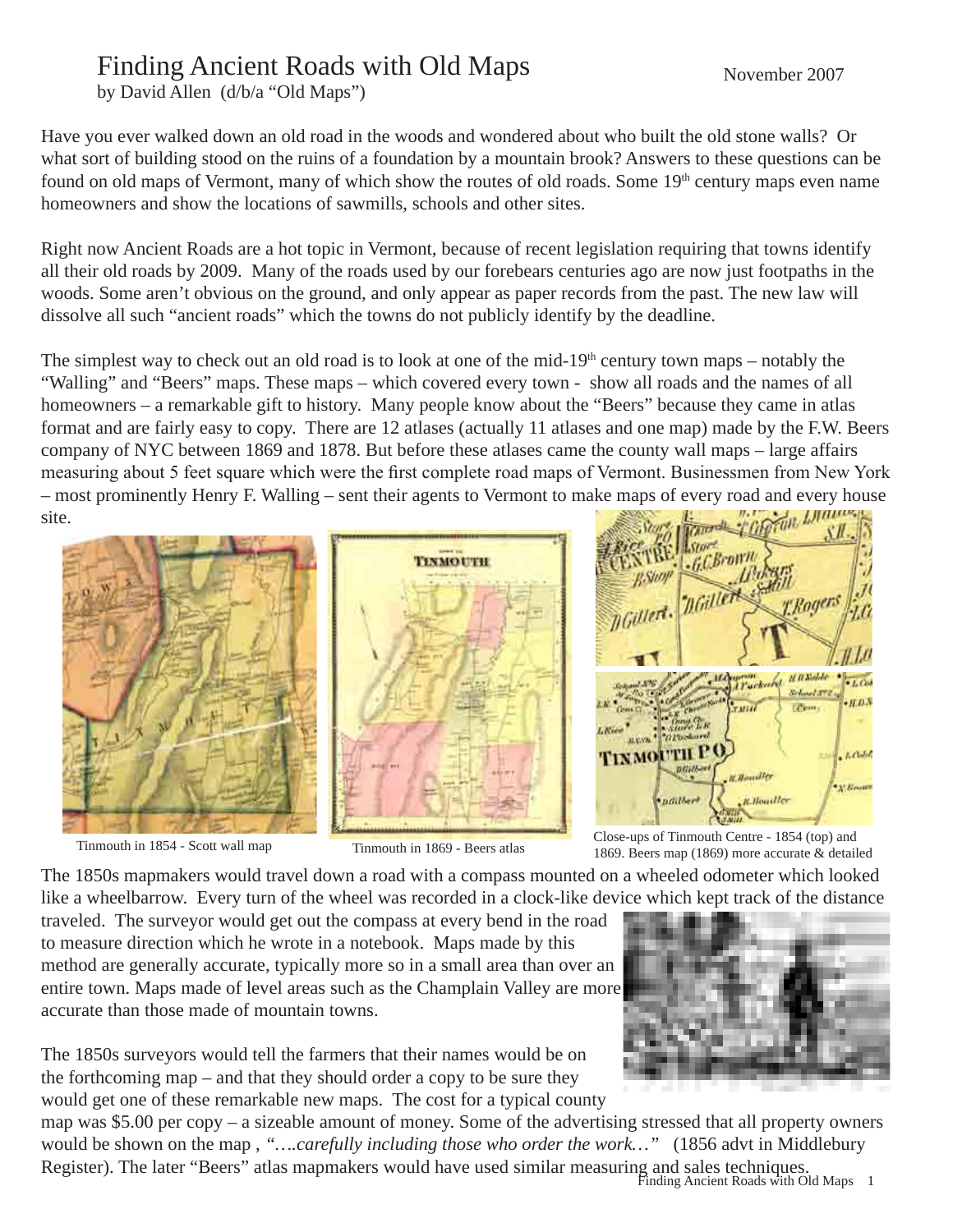# Finding Ancient Roads with Old Maps

by David Allen (d/b/a "Old Maps")

November 2007

Have you ever walked down an old road in the woods and wondered about who built the old stone walls? Or what sort of building stood on the ruins of a foundation by a mountain brook? Answers to these questions can be found on old maps of Vermont, many of which show the routes of old roads. Some 19th century maps even name homeowners and show the locations of sawmills, schools and other sites.

Right now Ancient Roads are a hot topic in Vermont, because of recent legislation requiring that towns identify all their old roads by 2009. Many of the roads used by our forebears centuries ago are now just footpaths in the woods. Some aren't obvious on the ground, and only appear as paper records from the past. The new law will dissolve all such "ancient roads" which the towns do not publicly identify by the deadline.

The simplest way to check out an old road is to look at one of the mid-19th century town maps – notably the "Walling" and "Beers" maps. These maps – which covered every town - show all roads and the names of all homeowners – a remarkable gift to history. Many people know about the "Beers" because they came in atlas format and are fairly easy to copy. There are 12 atlases (actually 11 atlases and one map) made by the F.W. Beers company of NYC between 1869 and 1878. But before these atlases came the county wall maps – large affairs measuring about 5 feet square which were the first complete road maps of Vermont. Businessmen from New York – most prominently Henry F. Walling – sent their agents to Vermont to make maps of every road and every house site.

Tinmouth in 1854 - Scott wall map

Tinmouth in 1869 - Beers atlas

Close-ups of Tinmouth Centre - 1854 (top) and 1869. Beers map (1869) more accurate & detailed

The 1850s mapmakers would travel down a road with a compass mounted on a wheeled odometer which looked like a wheelbarrow. Every turn of the wheel was recorded in a clock-like device which kept track of the distance traveled. The surveyor would get out the compass at every bend in the road to measure direction which he wrote in a notebook. Maps made by this method are generally accurate, typically more so in a small area than over an entire town. Maps made of level areas such as the Champlain Valley are more accurate than those made of mountain towns.

The 1850s surveyors would tell the farmers that their names would be on the forthcoming map – and that they should order a copy to be sure they would get one of these remarkable new maps. The cost for a typical county map was $5.00 per copy – a sizeable amount of money. Some of the advertising stressed that all property owners would be shown on the map , *"….carefully including those who order the work…"* (1856 advt in Middlebury Register). The later "Beers" atlas mapmakers would have used similar measuring and sales techniques.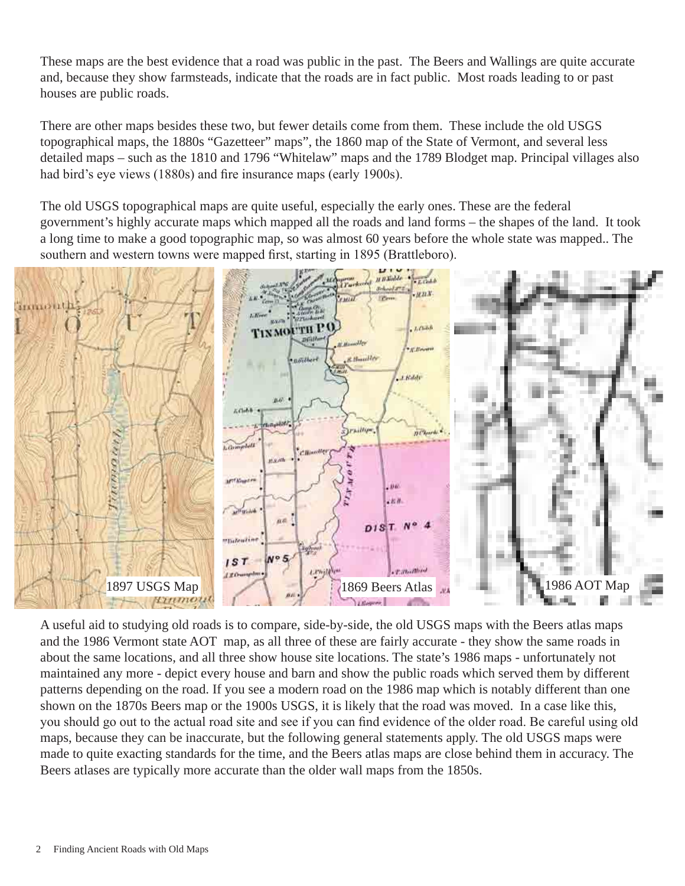These maps are the best evidence that a road was public in the past. The Beers and Wallings are quite accurate and, because they show farmsteads, indicate that the roads are in fact public. Most roads leading to or past houses are public roads.

There are other maps besides these two, but fewer details come from them. These include the old USGS topographical maps, the 1880s "Gazetteer" maps", the 1860 map of the State of Vermont, and several less detailed maps – such as the 1810 and 1796 "Whitelaw" maps and the 1789 Blodget map. Principal villages also had bird's eye views (1880s) and fire insurance maps (early 1900s).

The old USGS topographical maps are quite useful, especially the early ones. These are the federal government's highly accurate maps which mapped all the roads and land forms – the shapes of the land. It took a long time to make a good topographic map, so was almost 60 years before the whole state was mapped.. The southern and western towns were mapped first, starting in 1895 (Brattleboro).

1897 USGS Map

1869 Beers Atlas

1986 AOT Map

A useful aid to studying old roads is to compare, side-by-side, the old USGS maps with the Beers atlas maps and the 1986 Vermont state AOT map, as all three of these are fairly accurate - they show the same roads in about the same locations, and all three show house site locations. The state's 1986 maps - unfortunately not maintained any more - depict every house and barn and show the public roads which served them by different patterns depending on the road. If you see a modern road on the 1986 map which is notably different than one shown on the 1870s Beers map or the 1900s USGS, it is likely that the road was moved. In a case like this, you should go out to the actual road site and see if you can find evidence of the older road. Be careful using old maps, because they can be inaccurate, but the following general statements apply. The old USGS maps were made to quite exacting standards for the time, and the Beers atlas maps are close behind them in accuracy. The Beers atlases are typically more accurate than the older wall maps from the 1850s.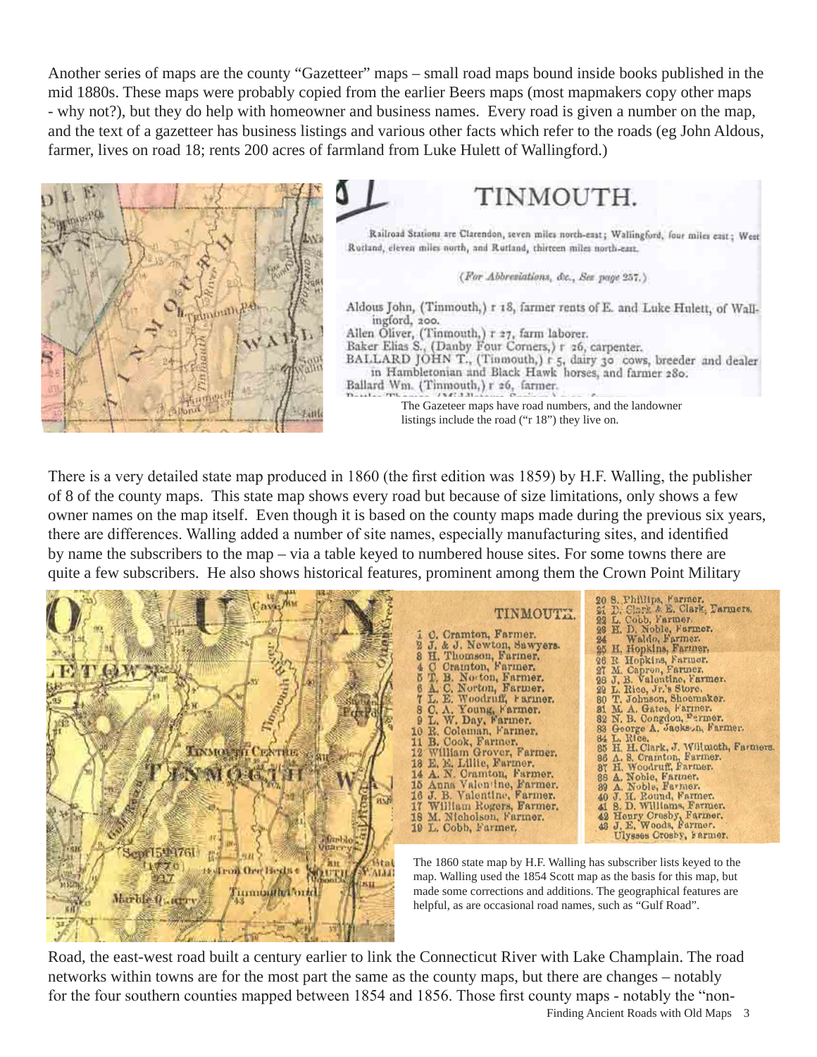Another series of maps are the county "Gazetteer" maps – small road maps bound inside books published in the mid 1880s. These maps were probably copied from the earlier Beers maps (most mapmakers copy other maps - why not?), but they do help with homeowner and business names. Every road is given a number on the map, and the text of a gazetteer has business listings and various other facts which refer to the roads (eg John Aldous, farmer, lives on road 18; rents 200 acres of farmland from Luke Hulett of Wallingford.)

# TINMOUTH.

Railroad Stations are Clarendon, seven miles north-east; Wallingford, four miles east; West Rutland, eleven miles north, and Rutland, thirteen miles north-east.

*(For Abbreviations, &c., See page 257.)*

Aldous John, (Tinmouth,) r 18, farmer rents of E. and Luke Hulett, of Wallingford, 200.
Allen Oliver, (Tinmouth,) r 27, farm laborer.
Baker Elias S., (Danby Four Corners,) r 26, carpenter.
BALLARD JOHN T., (Tinmouth,) r 5, dairy 30 cows, breeder and dealer in Hambletonian and Black Hawk horses, and farmer 280.
Ballard Wm. (Tinmouth,) r 26, farmer.

The Gazeteer maps have road numbers, and the landowner listings include the road ("r 18") they live on.

There is a very detailed state map produced in 1860 (the first edition was 1859) by H.F. Walling, the publisher of 8 of the county maps. This state map shows every road but because of size limitations, only shows a few owner names on the map itself. Even though it is based on the county maps made during the previous six years, there are differences. Walling added a number of site names, especially manufacturing sites, and identified by name the subscribers to the map – via a table keyed to numbered house sites. For some towns there are quite a few subscribers. He also shows historical features, prominent among them the Crown Point Military Road, the east-west road built a century earlier to link the Connecticut River with Lake Champlain. The road networks within towns are for the most part the same as the county maps, but there are changes – notably for the four southern counties mapped between 1854 and 1856. Those first county maps - notably the "non-

**TINMOUTH.**

1 C. Cramton, Farmer.
2 J. & J. Newton, Sawyers.
3 H. Thomson, Farmer.
4 C. Cramton, Farmer.
5 T. B. Norton, Farmer.
6 A. C. Norton, Farmer.
7 L. E. Woodruff, Farmer.
8 C. A. Young, Farmer.
9 L. W. Day, Farmer.
10 R. Coleman, Farmer.
11 B. Cook, Farmer.
12 William Grover, Farmer.
13 E. E. Lillie, Farmer.
14 A. N. Cramton, Farmer.
15 Anna Valentine, Farmer.
16 J. B. Valentine, Farmer.
17 William Rogers, Farmer.
18 M. Nicholson, Farmer.
19 L. Cobb, Farmer.
20 S. Phillips, Farmer.
21 D. Clark & E. Clark, Farmers.
22 L. Cobb, Farmer.
23 H. D. Noble, Farmer.
24 Waldo, Farmer.
25 H. Hopkins, Farmer.
26 R. Hopkins, Farmer.
27 M. Capron, Farmer.
28 J. B. Valentine, Farmer.
29 L. Rice, Jr.'s Store.
30 T. Johnson, Shoemaker.
31 M. A. Gates, Farmer.
32 N. B. Congdon, Farmer.
33 George A. Jackson, Farmer.
34 L. Rice.
35 H. H. Clark, J. Wiltmoth, Farmers.
36 A. S. Cramton, Farmer.
37 H. Woodruff, Farmer.
38 A. Noble, Farmer.
39 A. Noble, Farmer.
40 J. H. Round, Farmer.
41 S. D. Williams, Farmer.
42 Henry Crosby, Farmer.
43 J. E. Woods, Farmer.
Ulysses Crosby, Farmer.

The 1860 state map by H.F. Walling has subscriber lists keyed to the map. Walling used the 1854 Scott map as the basis for this map, but made some corrections and additions. The geographical features are helpful, as are occasional road names, such as "Gulf Road".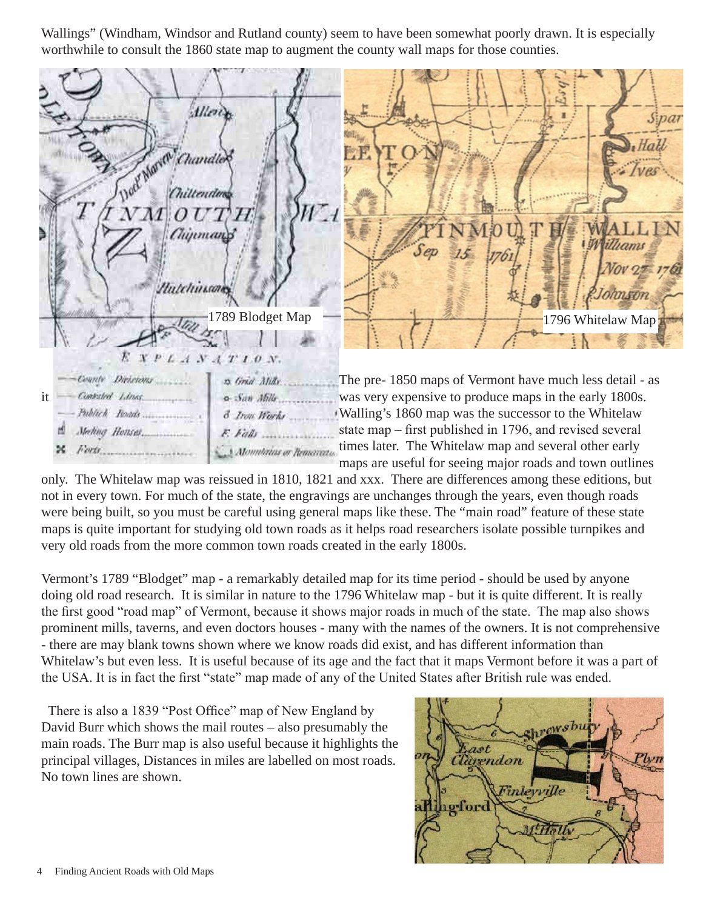Wallings" (Windham, Windsor and Rutland county) seem to have been somewhat poorly drawn. It is especially worthwhile to consult the 1860 state map to augment the county wall maps for those counties.

1789 Blodget Map

1796 Whitelaw Map

it

The pre- 1850 maps of Vermont have much less detail - as was very expensive to produce maps in the early 1800s. Walling's 1860 map was the successor to the Whitelaw state map – first published in 1796, and revised several times later. The Whitelaw map and several other early maps are useful for seeing major roads and town outlines only. The Whitelaw map was reissued in 1810, 1821 and xxx. There are differences among these editions, but not in every town. For much of the state, the engravings are unchanges through the years, even though roads were being built, so you must be careful using general maps like these. The "main road" feature of these state maps is quite important for studying old town roads as it helps road researchers isolate possible turnpikes and very old roads from the more common town roads created in the early 1800s.

Vermont's 1789 "Blodget" map - a remarkably detailed map for its time period - should be used by anyone doing old road research. It is similar in nature to the 1796 Whitelaw map - but it is quite different. It is really the first good "road map" of Vermont, because it shows major roads in much of the state. The map also shows prominent mills, taverns, and even doctors houses - many with the names of the owners. It is not comprehensive - there are may blank towns shown where we know roads did exist, and has different information than Whitelaw's but even less. It is useful because of its age and the fact that it maps Vermont before it was a part of the USA. It is in fact the first "state" map made of any of the United States after British rule was ended.

There is also a 1839 "Post Office" map of New England by David Burr which shows the mail routes – also presumably the main roads. The Burr map is also useful because it highlights the principal villages, Distances in miles are labelled on most roads. No town lines are shown.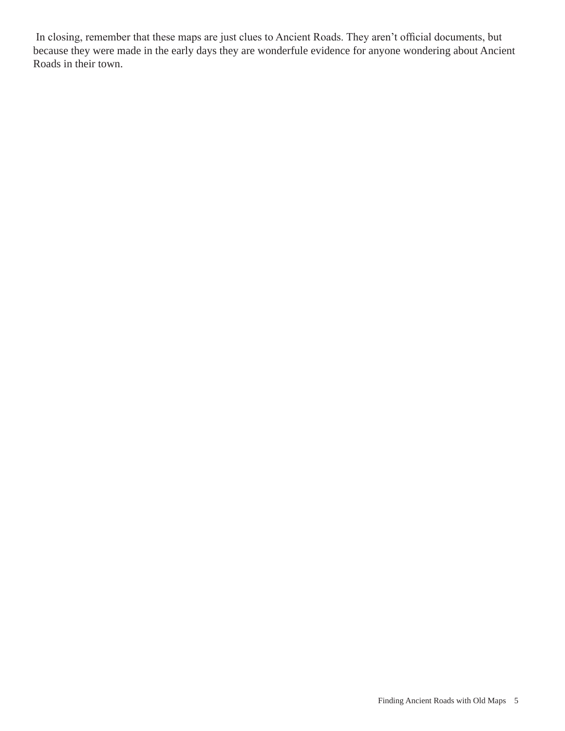In closing, remember that these maps are just clues to Ancient Roads. They aren't official documents, but because they were made in the early days they are wonderfule evidence for anyone wondering about Ancient Roads in their town.